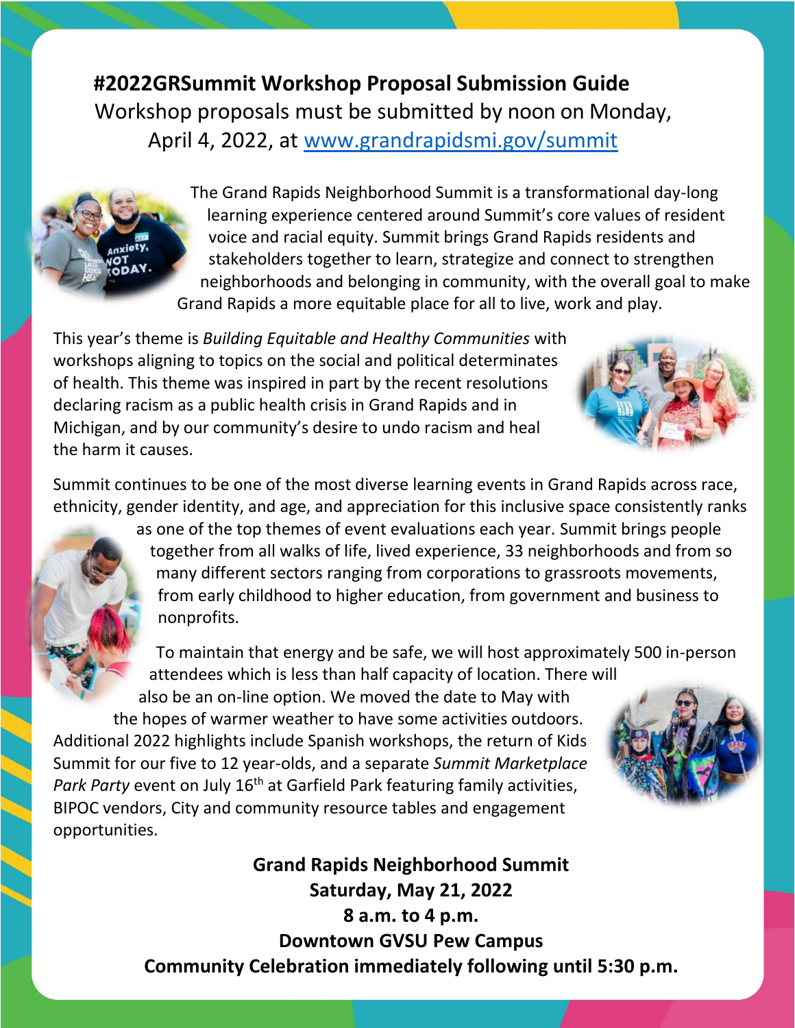# #2022GRSummit Workshop Proposal Submission Guide

Workshop proposals must be submitted by noon on Monday, April 4, 2022, at [www.grandrapidsmi.gov/summit](http://www.grandrapidsmi.gov/summit)

The Grand Rapids Neighborhood Summit is a transformational day-long learning experience centered around Summit's core values of resident voice and racial equity. Summit brings Grand Rapids residents and stakeholders together to learn, strategize and connect to strengthen neighborhoods and belonging in community, with the overall goal to make Grand Rapids a more equitable place for all to live, work and play.

This year's theme is *Building Equitable and Healthy Communities* with workshops aligning to topics on the social and political determinates of health. This theme was inspired in part by the recent resolutions declaring racism as a public health crisis in Grand Rapids and in Michigan, and by our community's desire to undo racism and heal the harm it causes.

Summit continues to be one of the most diverse learning events in Grand Rapids across race, ethnicity, gender identity, and age, and appreciation for this inclusive space consistently ranks as one of the top themes of event evaluations each year. Summit brings people together from all walks of life, lived experience, 33 neighborhoods and from so many different sectors ranging from corporations to grassroots movements, from early childhood to higher education, from government and business to nonprofits.

To maintain that energy and be safe, we will host approximately 500 in-person attendees which is less than half capacity of location. There will also be an on-line option. We moved the date to May with the hopes of warmer weather to have some activities outdoors. Additional 2022 highlights include Spanish workshops, the return of Kids Summit for our five to 12 year-olds, and a separate *Summit Marketplace Park Party* event on July 16th at Garfield Park featuring family activities, BIPOC vendors, City and community resource tables and engagement opportunities.

**Grand Rapids Neighborhood Summit**
**Saturday, May 21, 2022**
**8 a.m. to 4 p.m.**
**Downtown GVSU Pew Campus**
**Community Celebration immediately following until 5:30 p.m.**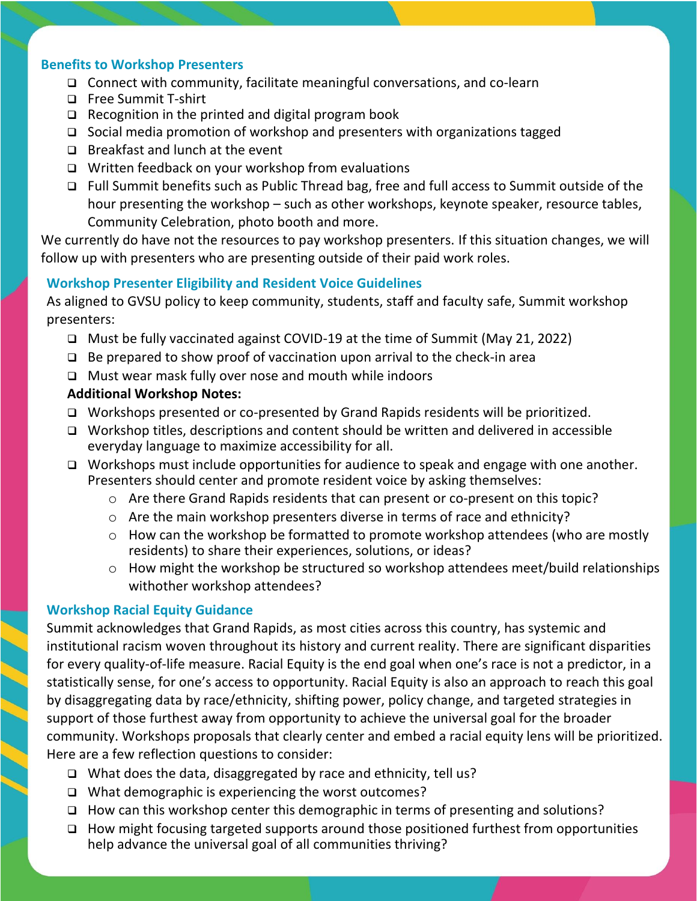## Benefits to Workshop Presenters

- Connect with community, facilitate meaningful conversations, and co-learn
- Free Summit T-shirt
- Recognition in the printed and digital program book
- Social media promotion of workshop and presenters with organizations tagged
- Breakfast and lunch at the event
- Written feedback on your workshop from evaluations
- Full Summit benefits such as Public Thread bag, free and full access to Summit outside of the hour presenting the workshop – such as other workshops, keynote speaker, resource tables, Community Celebration, photo booth and more.

We currently do have not the resources to pay workshop presenters. If this situation changes, we will follow up with presenters who are presenting outside of their paid work roles.

## Workshop Presenter Eligibility and Resident Voice Guidelines

As aligned to GVSU policy to keep community, students, staff and faculty safe, Summit workshop presenters:

- Must be fully vaccinated against COVID-19 at the time of Summit (May 21, 2022)
- Be prepared to show proof of vaccination upon arrival to the check-in area
- Must wear mask fully over nose and mouth while indoors

**Additional Workshop Notes:**

- Workshops presented or co-presented by Grand Rapids residents will be prioritized.
- Workshop titles, descriptions and content should be written and delivered in accessible everyday language to maximize accessibility for all.
- Workshops must include opportunities for audience to speak and engage with one another. Presenters should center and promote resident voice by asking themselves:
  - Are there Grand Rapids residents that can present or co-present on this topic?
  - Are the main workshop presenters diverse in terms of race and ethnicity?
  - How can the workshop be formatted to promote workshop attendees (who are mostly residents) to share their experiences, solutions, or ideas?
  - How might the workshop be structured so workshop attendees meet/build relationships withother workshop attendees?

## Workshop Racial Equity Guidance

Summit acknowledges that Grand Rapids, as most cities across this country, has systemic and institutional racism woven throughout its history and current reality. There are significant disparities for every quality-of-life measure. Racial Equity is the end goal when one's race is not a predictor, in a statistically sense, for one's access to opportunity. Racial Equity is also an approach to reach this goal by disaggregating data by race/ethnicity, shifting power, policy change, and targeted strategies in support of those furthest away from opportunity to achieve the universal goal for the broader community. Workshops proposals that clearly center and embed a racial equity lens will be prioritized. Here are a few reflection questions to consider:

- What does the data, disaggregated by race and ethnicity, tell us?
- What demographic is experiencing the worst outcomes?
- How can this workshop center this demographic in terms of presenting and solutions?
- How might focusing targeted supports around those positioned furthest from opportunities help advance the universal goal of all communities thriving?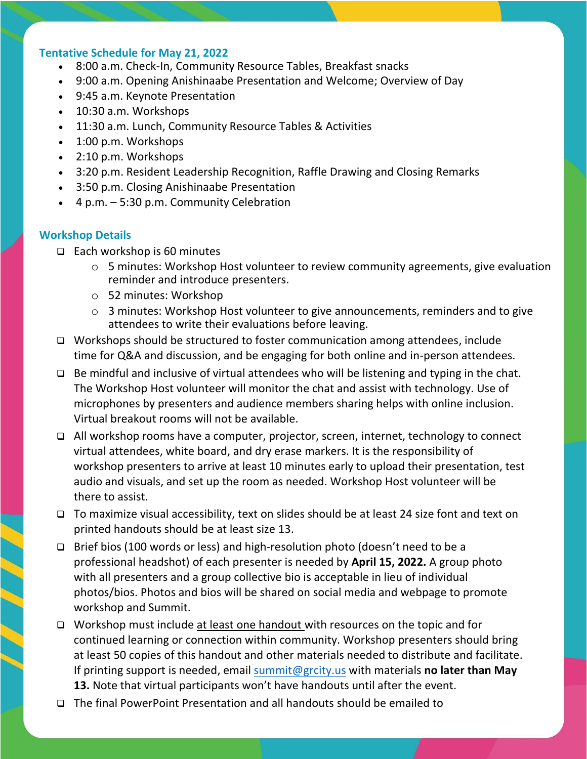### Tentative Schedule for May 21, 2022

- 8:00 a.m. Check-In, Community Resource Tables, Breakfast snacks
- 9:00 a.m. Opening Anishinaabe Presentation and Welcome; Overview of Day
- 9:45 a.m. Keynote Presentation
- 10:30 a.m. Workshops
- 11:30 a.m. Lunch, Community Resource Tables & Activities
- 1:00 p.m. Workshops
- 2:10 p.m. Workshops
- 3:20 p.m. Resident Leadership Recognition, Raffle Drawing and Closing Remarks
- 3:50 p.m. Closing Anishinaabe Presentation
- 4 p.m. – 5:30 p.m. Community Celebration

### Workshop Details

- Each workshop is 60 minutes
  - 5 minutes: Workshop Host volunteer to review community agreements, give evaluation reminder and introduce presenters.
  - 52 minutes: Workshop
  - 3 minutes: Workshop Host volunteer to give announcements, reminders and to give attendees to write their evaluations before leaving.
- Workshops should be structured to foster communication among attendees, include time for Q&A and discussion, and be engaging for both online and in-person attendees.
- Be mindful and inclusive of virtual attendees who will be listening and typing in the chat. The Workshop Host volunteer will monitor the chat and assist with technology. Use of microphones by presenters and audience members sharing helps with online inclusion. Virtual breakout rooms will not be available.
- All workshop rooms have a computer, projector, screen, internet, technology to connect virtual attendees, white board, and dry erase markers. It is the responsibility of workshop presenters to arrive at least 10 minutes early to upload their presentation, test audio and visuals, and set up the room as needed. Workshop Host volunteer will be there to assist.
- To maximize visual accessibility, text on slides should be at least 24 size font and text on printed handouts should be at least size 13.
- Brief bios (100 words or less) and high-resolution photo (doesn't need to be a professional headshot) of each presenter is needed by **April 15, 2022.** A group photo with all presenters and a group collective bio is acceptable in lieu of individual photos/bios. Photos and bios will be shared on social media and webpage to promote workshop and Summit.
- Workshop must include at least one handout with resources on the topic and for continued learning or connection within community. Workshop presenters should bring at least 50 copies of this handout and other materials needed to distribute and facilitate. If printing support is needed, email summit@grcity.us with materials **no later than May 13.** Note that virtual participants won't have handouts until after the event.
- The final PowerPoint Presentation and all handouts should be emailed to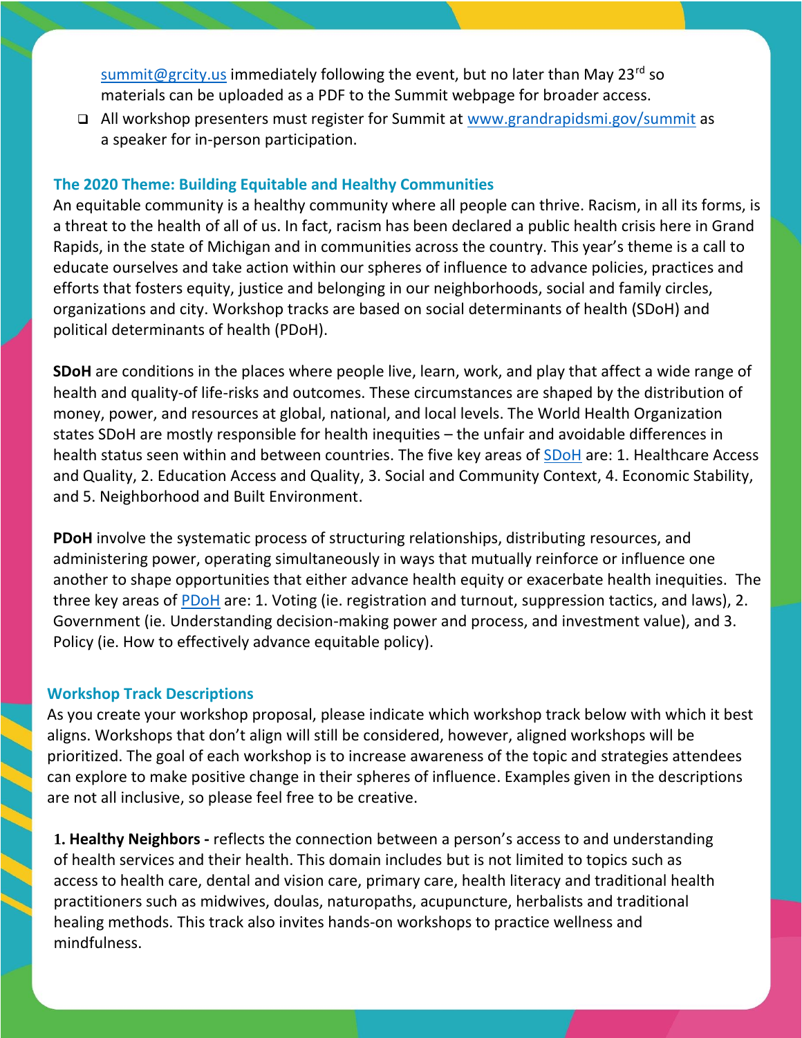summit@grcity.us immediately following the event, but no later than May 23rd so materials can be uploaded as a PDF to the Summit webpage for broader access.

- All workshop presenters must register for Summit at www.grandrapidsmi.gov/summit as a speaker for in-person participation.

## The 2020 Theme: Building Equitable and Healthy Communities

An equitable community is a healthy community where all people can thrive. Racism, in all its forms, is a threat to the health of all of us. In fact, racism has been declared a public health crisis here in Grand Rapids, in the state of Michigan and in communities across the country. This year's theme is a call to educate ourselves and take action within our spheres of influence to advance policies, practices and efforts that fosters equity, justice and belonging in our neighborhoods, social and family circles, organizations and city. Workshop tracks are based on social determinants of health (SDoH) and political determinants of health (PDoH).

**SDoH** are conditions in the places where people live, learn, work, and play that affect a wide range of health and quality-of life-risks and outcomes. These circumstances are shaped by the distribution of money, power, and resources at global, national, and local levels. The World Health Organization states SDoH are mostly responsible for health inequities – the unfair and avoidable differences in health status seen within and between countries. The five key areas of SDoH are: 1. Healthcare Access and Quality, 2. Education Access and Quality, 3. Social and Community Context, 4. Economic Stability, and 5. Neighborhood and Built Environment.

**PDoH** involve the systematic process of structuring relationships, distributing resources, and administering power, operating simultaneously in ways that mutually reinforce or influence one another to shape opportunities that either advance health equity or exacerbate health inequities. The three key areas of PDoH are: 1. Voting (ie. registration and turnout, suppression tactics, and laws), 2. Government (ie. Understanding decision-making power and process, and investment value), and 3. Policy (ie. How to effectively advance equitable policy).

## Workshop Track Descriptions

As you create your workshop proposal, please indicate which workshop track below with which it best aligns. Workshops that don't align will still be considered, however, aligned workshops will be prioritized. The goal of each workshop is to increase awareness of the topic and strategies attendees can explore to make positive change in their spheres of influence. Examples given in the descriptions are not all inclusive, so please feel free to be creative.

**1. Healthy Neighbors -** reflects the connection between a person's access to and understanding of health services and their health. This domain includes but is not limited to topics such as access to health care, dental and vision care, primary care, health literacy and traditional health practitioners such as midwives, doulas, naturopaths, acupuncture, herbalists and traditional healing methods. This track also invites hands-on workshops to practice wellness and mindfulness.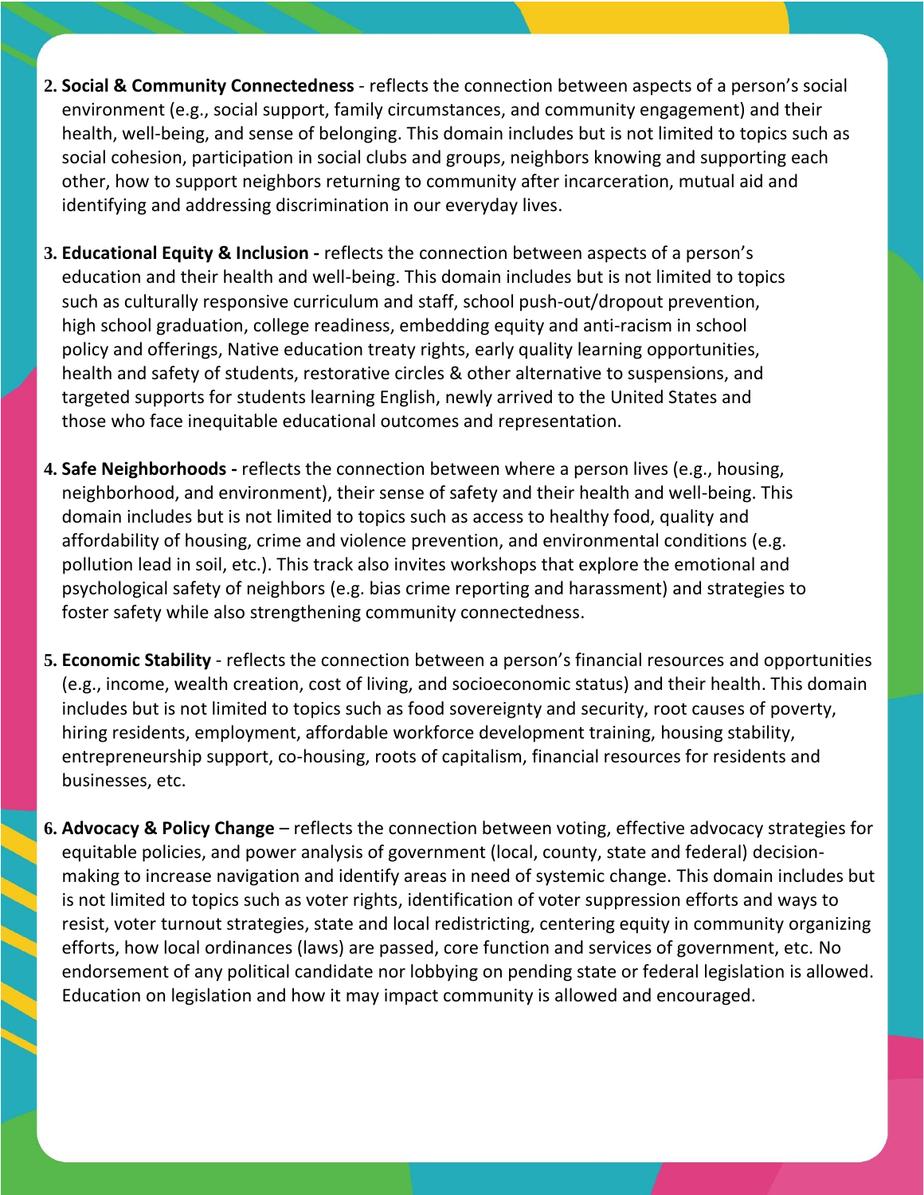2. **Social & Community Connectedness** - reflects the connection between aspects of a person's social environment (e.g., social support, family circumstances, and community engagement) and their health, well-being, and sense of belonging. This domain includes but is not limited to topics such as social cohesion, participation in social clubs and groups, neighbors knowing and supporting each other, how to support neighbors returning to community after incarceration, mutual aid and identifying and addressing discrimination in our everyday lives.

3. **Educational Equity & Inclusion -** reflects the connection between aspects of a person's education and their health and well-being. This domain includes but is not limited to topics such as culturally responsive curriculum and staff, school push-out/dropout prevention, high school graduation, college readiness, embedding equity and anti-racism in school policy and offerings, Native education treaty rights, early quality learning opportunities, health and safety of students, restorative circles & other alternative to suspensions, and targeted supports for students learning English, newly arrived to the United States and those who face inequitable educational outcomes and representation.

4. **Safe Neighborhoods -** reflects the connection between where a person lives (e.g., housing, neighborhood, and environment), their sense of safety and their health and well-being. This domain includes but is not limited to topics such as access to healthy food, quality and affordability of housing, crime and violence prevention, and environmental conditions (e.g. pollution lead in soil, etc.). This track also invites workshops that explore the emotional and psychological safety of neighbors (e.g. bias crime reporting and harassment) and strategies to foster safety while also strengthening community connectedness.

5. **Economic Stability** - reflects the connection between a person's financial resources and opportunities (e.g., income, wealth creation, cost of living, and socioeconomic status) and their health. This domain includes but is not limited to topics such as food sovereignty and security, root causes of poverty, hiring residents, employment, affordable workforce development training, housing stability, entrepreneurship support, co-housing, roots of capitalism, financial resources for residents and businesses, etc.

6. **Advocacy & Policy Change** – reflects the connection between voting, effective advocacy strategies for equitable policies, and power analysis of government (local, county, state and federal) decision-making to increase navigation and identify areas in need of systemic change. This domain includes but is not limited to topics such as voter rights, identification of voter suppression efforts and ways to resist, voter turnout strategies, state and local redistricting, centering equity in community organizing efforts, how local ordinances (laws) are passed, core function and services of government, etc. No endorsement of any political candidate nor lobbying on pending state or federal legislation is allowed. Education on legislation and how it may impact community is allowed and encouraged.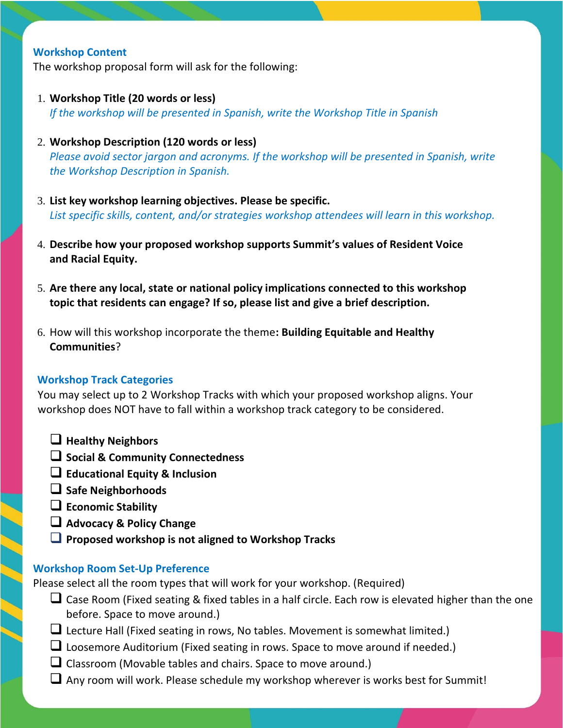## Workshop Content

The workshop proposal form will ask for the following:

1. **Workshop Title (20 words or less)**
   *If the workshop will be presented in Spanish, write the Workshop Title in Spanish*

2. **Workshop Description (120 words or less)**
   *Please avoid sector jargon and acronyms. If the workshop will be presented in Spanish, write the Workshop Description in Spanish.*

3. **List key workshop learning objectives. Please be specific.**
   *List specific skills, content, and/or strategies workshop attendees will learn in this workshop.*

4. **Describe how your proposed workshop supports Summit's values of Resident Voice and Racial Equity.**

5. **Are there any local, state or national policy implications connected to this workshop topic that residents can engage? If so, please list and give a brief description.**

6. How will this workshop incorporate the theme**: Building Equitable and Healthy Communities**?

## Workshop Track Categories

You may select up to 2 Workshop Tracks with which your proposed workshop aligns. Your workshop does NOT have to fall within a workshop track category to be considered.

- ❑ **Healthy Neighbors**
- ❑ **Social & Community Connectedness**
- ❑ **Educational Equity & Inclusion**
- ❑ **Safe Neighborhoods**
- ❑ **Economic Stability**
- ❑ **Advocacy & Policy Change**
- ❑ **Proposed workshop is not aligned to Workshop Tracks**

## Workshop Room Set-Up Preference

Please select all the room types that will work for your workshop. (Required)

- ❑ Case Room (Fixed seating & fixed tables in a half circle. Each row is elevated higher than the one before. Space to move around.)
- ❑ Lecture Hall (Fixed seating in rows, No tables. Movement is somewhat limited.)
- ❑ Loosemore Auditorium (Fixed seating in rows. Space to move around if needed.)
- ❑ Classroom (Movable tables and chairs. Space to move around.)
- ❑ Any room will work. Please schedule my workshop wherever is works best for Summit!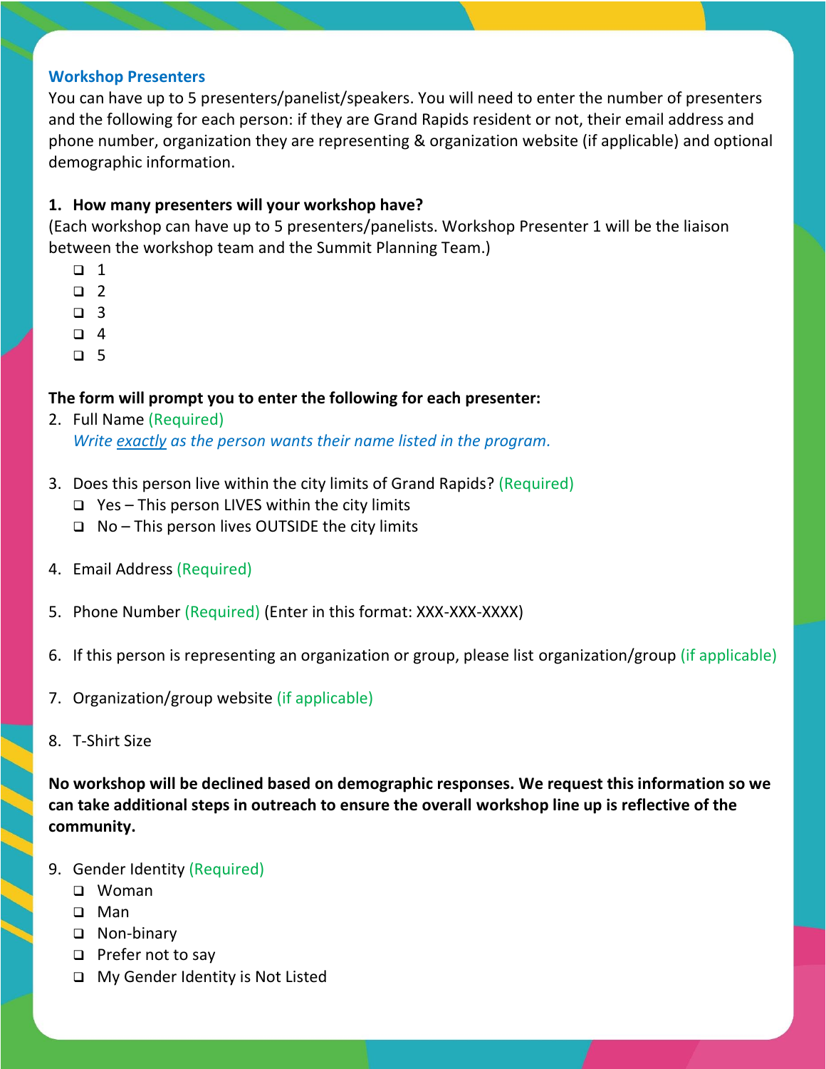## Workshop Presenters

You can have up to 5 presenters/panelist/speakers. You will need to enter the number of presenters and the following for each person: if they are Grand Rapids resident or not, their email address and phone number, organization they are representing & organization website (if applicable) and optional demographic information.

**1. How many presenters will your workshop have?**

(Each workshop can have up to 5 presenters/panelists. Workshop Presenter 1 will be the liaison between the workshop team and the Summit Planning Team.)

- ❑ 1
- ❑ 2
- ❑ 3
- ❑ 4
- ❑ 5

**The form will prompt you to enter the following for each presenter:**

2. Full Name (Required)
   *Write exactly as the person wants their name listed in the program.*

3. Does this person live within the city limits of Grand Rapids? (Required)
   - ❑ Yes – This person LIVES within the city limits
   - ❑ No – This person lives OUTSIDE the city limits

4. Email Address (Required)

5. Phone Number (Required) (Enter in this format: XXX-XXX-XXXX)

6. If this person is representing an organization or group, please list organization/group (if applicable)

7. Organization/group website (if applicable)

8. T-Shirt Size

**No workshop will be declined based on demographic responses. We request this information so we can take additional steps in outreach to ensure the overall workshop line up is reflective of the community.**

9. Gender Identity (Required)
   - ❑ Woman
   - ❑ Man
   - ❑ Non-binary
   - ❑ Prefer not to say
   - ❑ My Gender Identity is Not Listed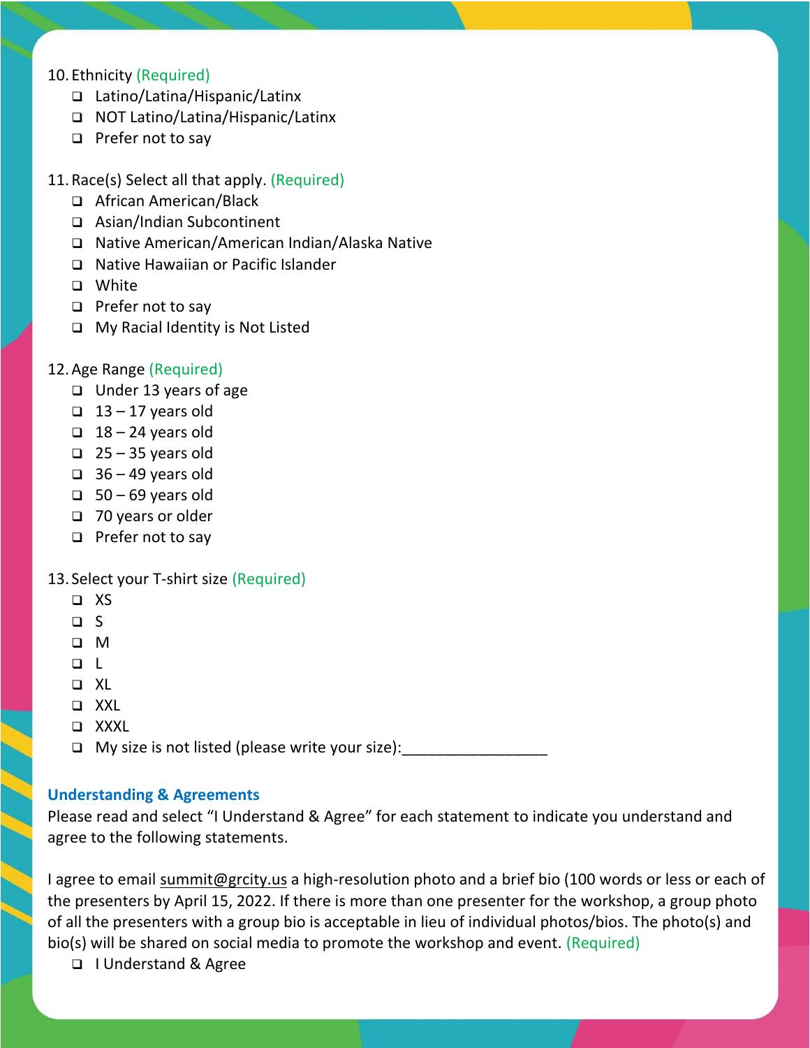10. Ethnicity (Required)
    - ❑ Latino/Latina/Hispanic/Latinx
    - ❑ NOT Latino/Latina/Hispanic/Latinx
    - ❑ Prefer not to say

11. Race(s) Select all that apply. (Required)
    - ❑ African American/Black
    - ❑ Asian/Indian Subcontinent
    - ❑ Native American/American Indian/Alaska Native
    - ❑ Native Hawaiian or Pacific Islander
    - ❑ White
    - ❑ Prefer not to say
    - ❑ My Racial Identity is Not Listed

12. Age Range (Required)
    - ❑ Under 13 years of age
    - ❑ 13 – 17 years old
    - ❑ 18 – 24 years old
    - ❑ 25 – 35 years old
    - ❑ 36 – 49 years old
    - ❑ 50 – 69 years old
    - ❑ 70 years or older
    - ❑ Prefer not to say

13. Select your T-shirt size (Required)
    - ❑ XS
    - ❑ S
    - ❑ M
    - ❑ L
    - ❑ XL
    - ❑ XXL
    - ❑ XXXL
    - ❑ My size is not listed (please write your size):_________________

**Understanding & Agreements**

Please read and select "I Understand & Agree" for each statement to indicate you understand and agree to the following statements.

I agree to email summit@grcity.us a high-resolution photo and a brief bio (100 words or less or each of the presenters by April 15, 2022. If there is more than one presenter for the workshop, a group photo of all the presenters with a group bio is acceptable in lieu of individual photos/bios. The photo(s) and bio(s) will be shared on social media to promote the workshop and event. (Required)

- ❑ I Understand & Agree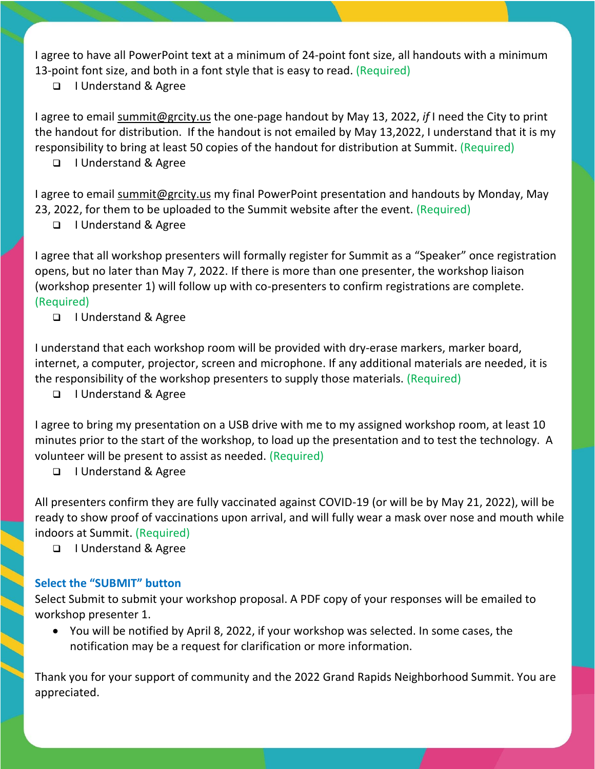I agree to have all PowerPoint text at a minimum of 24-point font size, all handouts with a minimum 13-point font size, and both in a font style that is easy to read. (Required)

- ☐ I Understand & Agree

I agree to email summit@grcity.us the one-page handout by May 13, 2022, *if* I need the City to print the handout for distribution. If the handout is not emailed by May 13,2022, I understand that it is my responsibility to bring at least 50 copies of the handout for distribution at Summit. (Required)

- ☐ I Understand & Agree

I agree to email summit@grcity.us my final PowerPoint presentation and handouts by Monday, May 23, 2022, for them to be uploaded to the Summit website after the event. (Required)

- ☐ I Understand & Agree

I agree that all workshop presenters will formally register for Summit as a "Speaker" once registration opens, but no later than May 7, 2022. If there is more than one presenter, the workshop liaison (workshop presenter 1) will follow up with co-presenters to confirm registrations are complete. (Required)

- ☐ I Understand & Agree

I understand that each workshop room will be provided with dry-erase markers, marker board, internet, a computer, projector, screen and microphone. If any additional materials are needed, it is the responsibility of the workshop presenters to supply those materials. (Required)

- ☐ I Understand & Agree

I agree to bring my presentation on a USB drive with me to my assigned workshop room, at least 10 minutes prior to the start of the workshop, to load up the presentation and to test the technology. A volunteer will be present to assist as needed. (Required)

- ☐ I Understand & Agree

All presenters confirm they are fully vaccinated against COVID-19 (or will be by May 21, 2022), will be ready to show proof of vaccinations upon arrival, and will fully wear a mask over nose and mouth while indoors at Summit. (Required)

- ☐ I Understand & Agree

**Select the "SUBMIT" button**

Select Submit to submit your workshop proposal. A PDF copy of your responses will be emailed to workshop presenter 1.

- You will be notified by April 8, 2022, if your workshop was selected. In some cases, the notification may be a request for clarification or more information.

Thank you for your support of community and the 2022 Grand Rapids Neighborhood Summit. You are appreciated.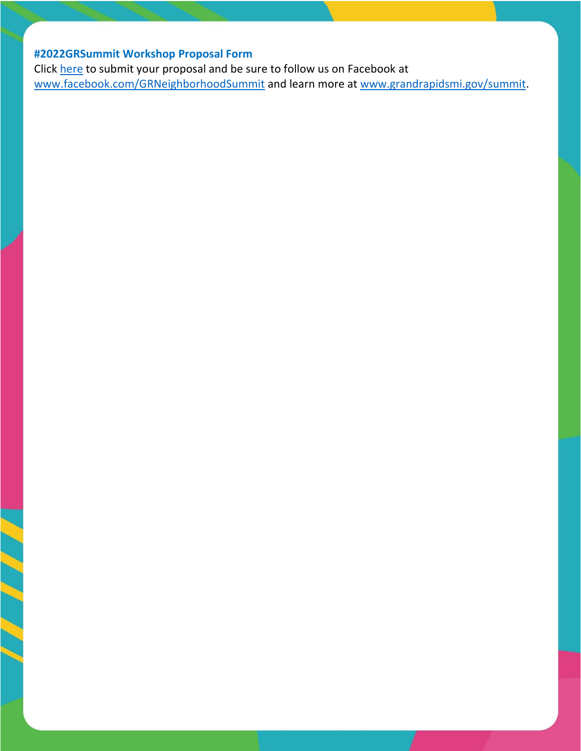**#2022GRSummit Workshop Proposal Form**

Click here to submit your proposal and be sure to follow us on Facebook at www.facebook.com/GRNeighborhoodSummit and learn more at www.grandrapidsmi.gov/summit.